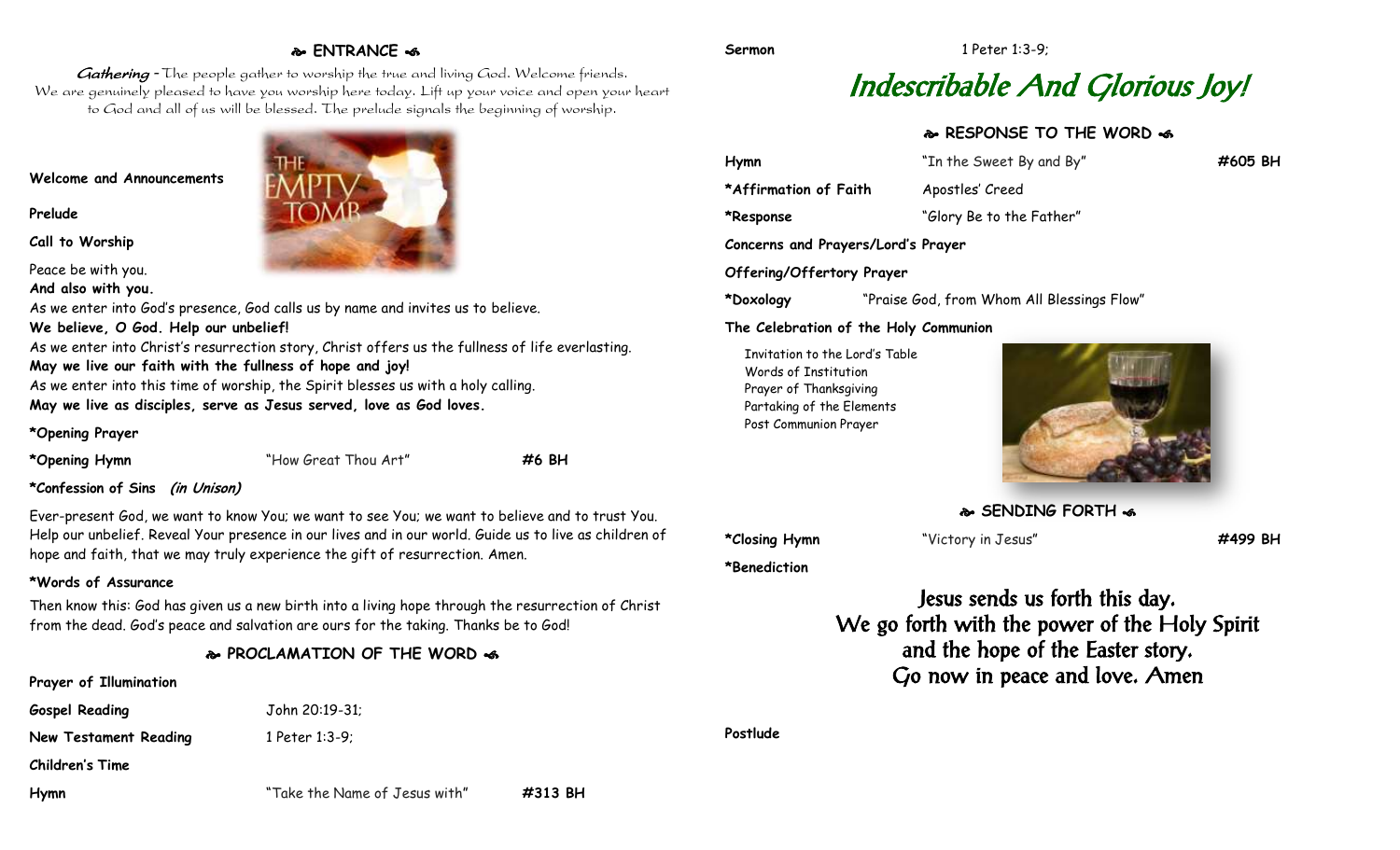## ENTRANCE

*Gathering* - The people gather to worship the true and living God. Welcome friends. We are genuinely pleased to have you worship here today. Lift up your voice and open your heart to God and all of us will be blessed. The prelude signals the beginning of worship.

**Welcome and Announcements**

**Prelude**

**Call to Worship**

Peace be with you.
**And also with you.**
As we enter into God's presence, God calls us by name and invites us to believe.
**We believe, O God. Help our unbelief!**
As we enter into Christ's resurrection story, Christ offers us the fullness of life everlasting.
**May we live our faith with the fullness of hope and joy!**
As we enter into this time of worship, the Spirit blesses us with a holy calling.
**May we live as disciples, serve as Jesus served, love as God loves.**

**\*Opening Prayer**

**\*Opening Hymn** "How Great Thou Art" **#6 BH**

**\*Confession of Sins** ***(in Unison)***

Ever-present God, we want to know You; we want to see You; we want to believe and to trust You. Help our unbelief. Reveal Your presence in our lives and in our world. Guide us to live as children of hope and faith, that we may truly experience the gift of resurrection. Amen.

**\*Words of Assurance**

Then know this: God has given us a new birth into a living hope through the resurrection of Christ from the dead. God's peace and salvation are ours for the taking. Thanks be to God!

## PROCLAMATION OF THE WORD

**Prayer of Illumination**

**Gospel Reading** John 20:19-31;

**New Testament Reading** 1 Peter 1:3-9;

**Children's Time**

**Hymn** "Take the Name of Jesus with" **#313 BH**

**Sermon** 1 Peter 1:3-9;

# *Indescribable And Glorious Joy!*

## RESPONSE TO THE WORD

**Hymn** "In the Sweet By and By" **#605 BH**

**\*Affirmation of Faith** Apostles' Creed

**\*Response** "Glory Be to the Father"

**Concerns and Prayers/Lord's Prayer**

**Offering/Offertory Prayer**

**\*Doxology** "Praise God, from Whom All Blessings Flow"

**The Celebration of the Holy Communion**

Invitation to the Lord's Table
Words of Institution
Prayer of Thanksgiving
Partaking of the Elements
Post Communion Prayer

## SENDING FORTH

**\*Closing Hymn** "Victory in Jesus" **#499 BH**

**\*Benediction**

Jesus sends us forth this day.
We go forth with the power of the Holy Spirit
and the hope of the Easter story.
Go now in peace and love. Amen

**Postlude**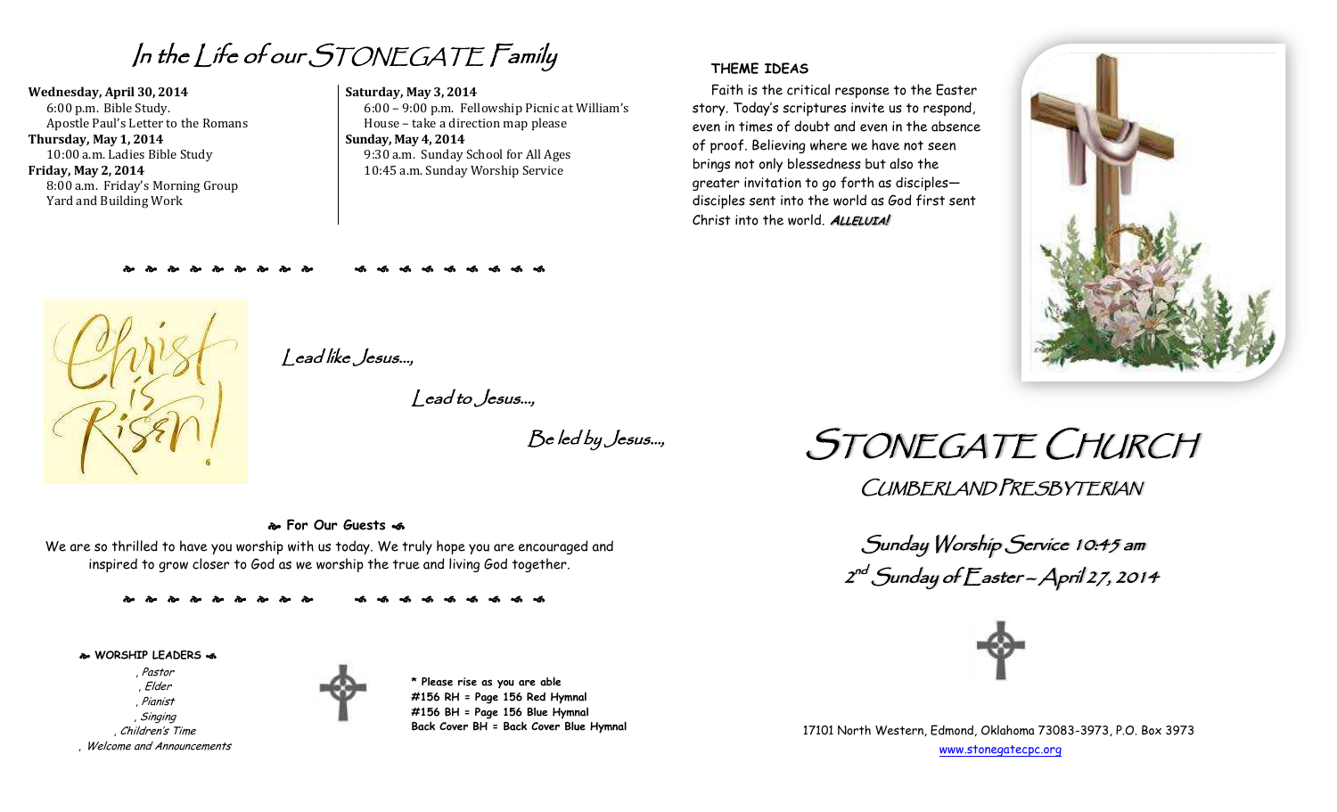# In the Life of our STONEGATE Family

**Wednesday, April 30, 2014**
6:00 p.m. Bible Study.
Apostle Paul's Letter to the Romans

**Thursday, May 1, 2014**
10:00 a.m. Ladies Bible Study

**Friday, May 2, 2014**
8:00 a.m. Friday's Morning Group
Yard and Building Work

**Saturday, May 3, 2014**
6:00 – 9:00 p.m. Fellowship Picnic at William's House – take a direction map please

**Sunday, May 4, 2014**
9:30 a.m. Sunday School for All Ages
10:45 a.m. Sunday Worship Service

Christ is Risen!

Lead like Jesus...,

Lead to Jesus...,

Be led by Jesus...,

**For Our Guests**

We are so thrilled to have you worship with us today. We truly hope you are encouraged and inspired to grow closer to God as we worship the true and living God together.

**WORSHIP LEADERS**

*, Pastor*
*, Elder*
*, Pianist*
*, Singing*
*, Children's Time*
*, Welcome and Announcements*

**\* Please rise as you are able**
**#156 RH = Page 156 Red Hymnal**
**#156 BH = Page 156 Blue Hymnal**
**Back Cover BH = Back Cover Blue Hymnal**

**THEME IDEAS**

Faith is the critical response to the Easter story. Today's scriptures invite us to respond, even in times of doubt and even in the absence of proof. Believing where we have not seen brings not only blessedness but also the greater invitation to go forth as disciples—disciples sent into the world as God first sent Christ into the world. **ALLELUIA!**

# STONEGATE CHURCH

## CUMBERLAND PRESBYTERIAN

Sunday Worship Service 10:45 am

2nd Sunday of Easter – April 27, 2014

17101 North Western, Edmond, Oklahoma 73083-3973, P.O. Box 3973
www.stonegatecpc.org